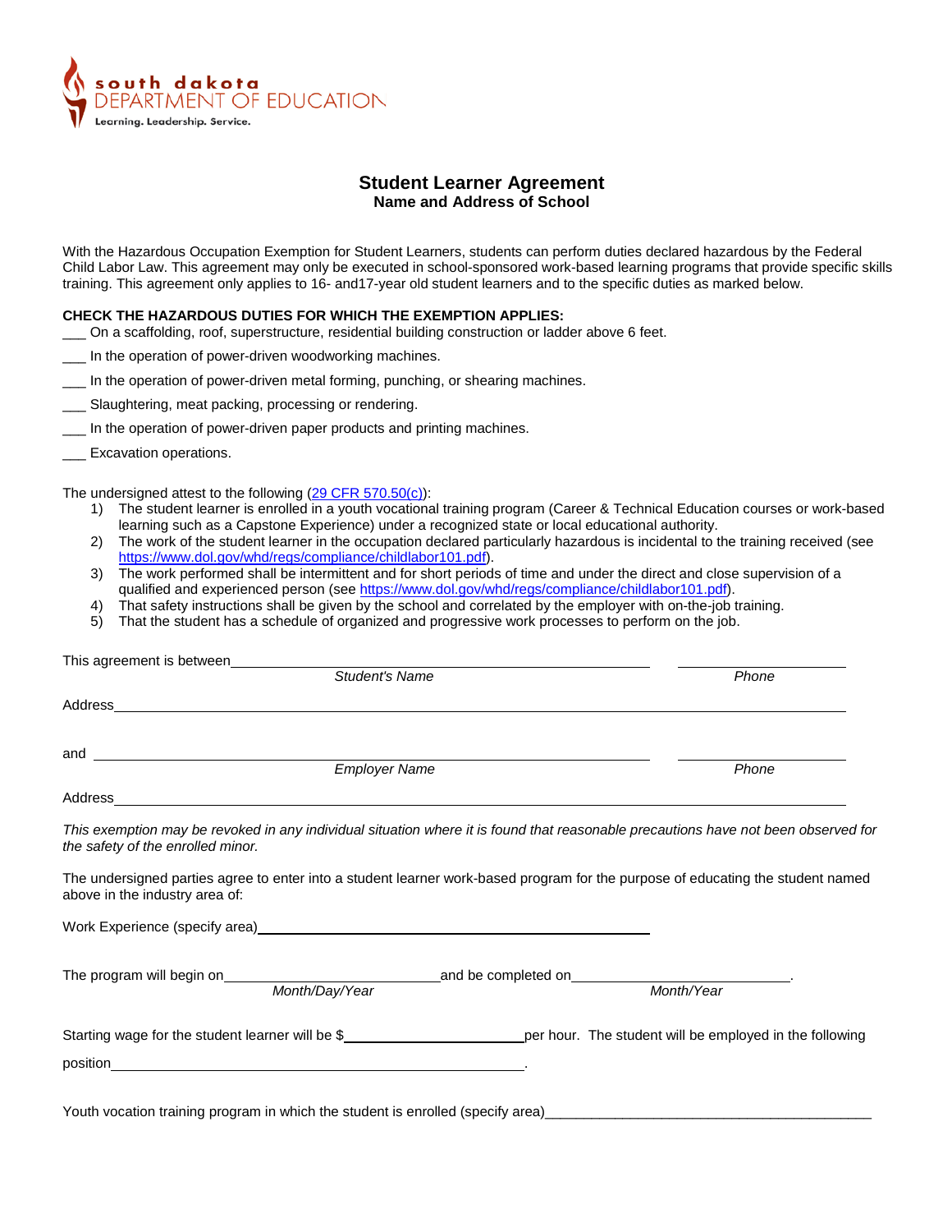south dakota
DEPARTMENT OF EDUCATION
Learning. Leadership. Service.

# Student Learner Agreement

## Name and Address of School

With the Hazardous Occupation Exemption for Student Learners, students can perform duties declared hazardous by the Federal Child Labor Law. This agreement may only be executed in school-sponsored work-based learning programs that provide specific skills training. This agreement only applies to 16- and17-year old student learners and to the specific duties as marked below.

**CHECK THE HAZARDOUS DUTIES FOR WHICH THE EXEMPTION APPLIES:**

___ On a scaffolding, roof, superstructure, residential building construction or ladder above 6 feet.

___ In the operation of power-driven woodworking machines.

___ In the operation of power-driven metal forming, punching, or shearing machines.

___ Slaughtering, meat packing, processing or rendering.

___ In the operation of power-driven paper products and printing machines.

___ Excavation operations.

The undersigned attest to the following ([29 CFR 570.50(c)](29 CFR 570.50(c))):

1) The student learner is enrolled in a youth vocational training program (Career & Technical Education courses or work-based learning such as a Capstone Experience) under a recognized state or local educational authority.
2) The work of the student learner in the occupation declared particularly hazardous is incidental to the training received (see https://www.dol.gov/whd/regs/compliance/childlabor101.pdf).
3) The work performed shall be intermittent and for short periods of time and under the direct and close supervision of a qualified and experienced person (see https://www.dol.gov/whd/regs/compliance/childlabor101.pdf).
4) That safety instructions shall be given by the school and correlated by the employer with on-the-job training.
5) That the student has a schedule of organized and progressive work processes to perform on the job.

This agreement is between________________________________________________ ________________
*Student's Name* *Phone*

Address________________________________________________________________________

and ________________________________________________ ________________
*Employer Name* *Phone*

Address________________________________________________________________________

*This exemption may be revoked in any individual situation where it is found that reasonable precautions have not been observed for the safety of the enrolled minor.*

The undersigned parties agree to enter into a student learner work-based program for the purpose of educating the student named above in the industry area of:

Work Experience (specify area)________________________________________

The program will begin on____________________and be completed on____________________.
*Month/Day/Year* *Month/Year*

Starting wage for the student learner will be $________________per hour. The student will be employed in the following position________________________________________.

Youth vocation training program in which the student is enrolled (specify area)________________________________________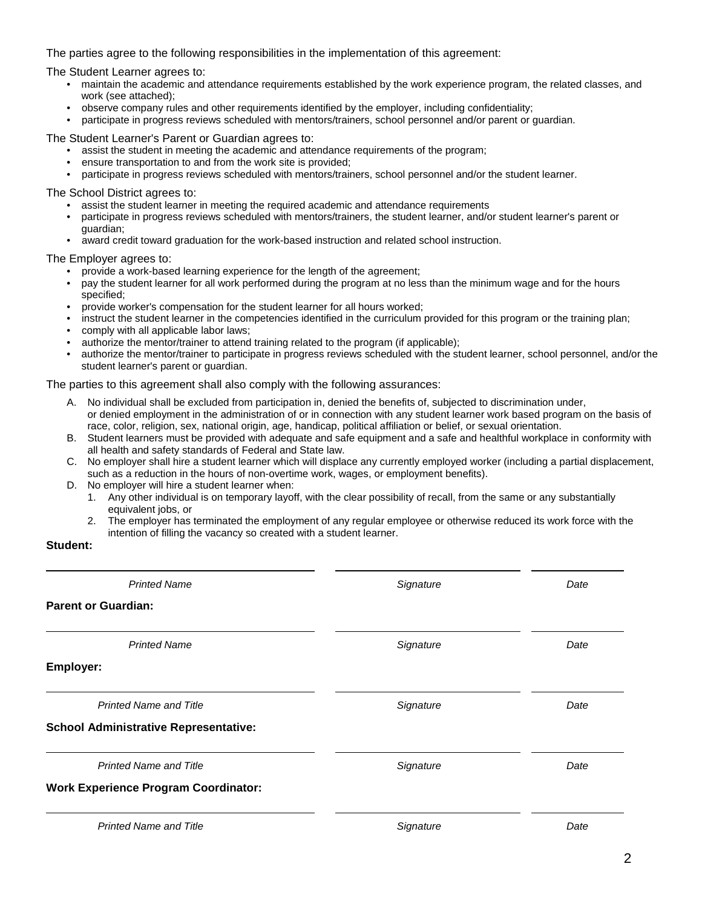The parties agree to the following responsibilities in the implementation of this agreement:

The Student Learner agrees to:

- maintain the academic and attendance requirements established by the work experience program, the related classes, and work (see attached);
- observe company rules and other requirements identified by the employer, including confidentiality;
- participate in progress reviews scheduled with mentors/trainers, school personnel and/or parent or guardian.

The Student Learner's Parent or Guardian agrees to:

- assist the student in meeting the academic and attendance requirements of the program;
- ensure transportation to and from the work site is provided;
- participate in progress reviews scheduled with mentors/trainers, school personnel and/or the student learner.

The School District agrees to:

- assist the student learner in meeting the required academic and attendance requirements
- participate in progress reviews scheduled with mentors/trainers, the student learner, and/or student learner's parent or guardian;
- award credit toward graduation for the work-based instruction and related school instruction.

The Employer agrees to:

- provide a work-based learning experience for the length of the agreement;
- pay the student learner for all work performed during the program at no less than the minimum wage and for the hours specified;
- provide worker's compensation for the student learner for all hours worked;
- instruct the student learner in the competencies identified in the curriculum provided for this program or the training plan;
- comply with all applicable labor laws;
- authorize the mentor/trainer to attend training related to the program (if applicable);
- authorize the mentor/trainer to participate in progress reviews scheduled with the student learner, school personnel, and/or the student learner's parent or guardian.

The parties to this agreement shall also comply with the following assurances:

A. No individual shall be excluded from participation in, denied the benefits of, subjected to discrimination under, or denied employment in the administration of or in connection with any student learner work based program on the basis of race, color, religion, sex, national origin, age, handicap, political affiliation or belief, or sexual orientation.
B. Student learners must be provided with adequate and safe equipment and a safe and healthful workplace in conformity with all health and safety standards of Federal and State law.
C. No employer shall hire a student learner which will displace any currently employed worker (including a partial displacement, such as a reduction in the hours of non-overtime work, wages, or employment benefits).
D. No employer will hire a student learner when:
    1. Any other individual is on temporary layoff, with the clear possibility of recall, from the same or any substantially equivalent jobs, or
    2. The employer has terminated the employment of any regular employee or otherwise reduced its work force with the intention of filling the vacancy so created with a student learner.

**Student:**

| ______________________________ | ____________________ | __________ |
|---|---|---|
| *Printed Name* | *Signature* | *Date* |

**Parent or Guardian:**

| ______________________________ | ____________________ | __________ |
|---|---|---|
| *Printed Name* | *Signature* | *Date* |

**Employer:**

| ______________________________ | ____________________ | __________ |
|---|---|---|
| *Printed Name and Title* | *Signature* | *Date* |

**School Administrative Representative:**

| ______________________________ | ____________________ | __________ |
|---|---|---|
| *Printed Name and Title* | *Signature* | *Date* |

**Work Experience Program Coordinator:**

| ______________________________ | ____________________ | __________ |
|---|---|---|
| *Printed Name and Title* | *Signature* | *Date* |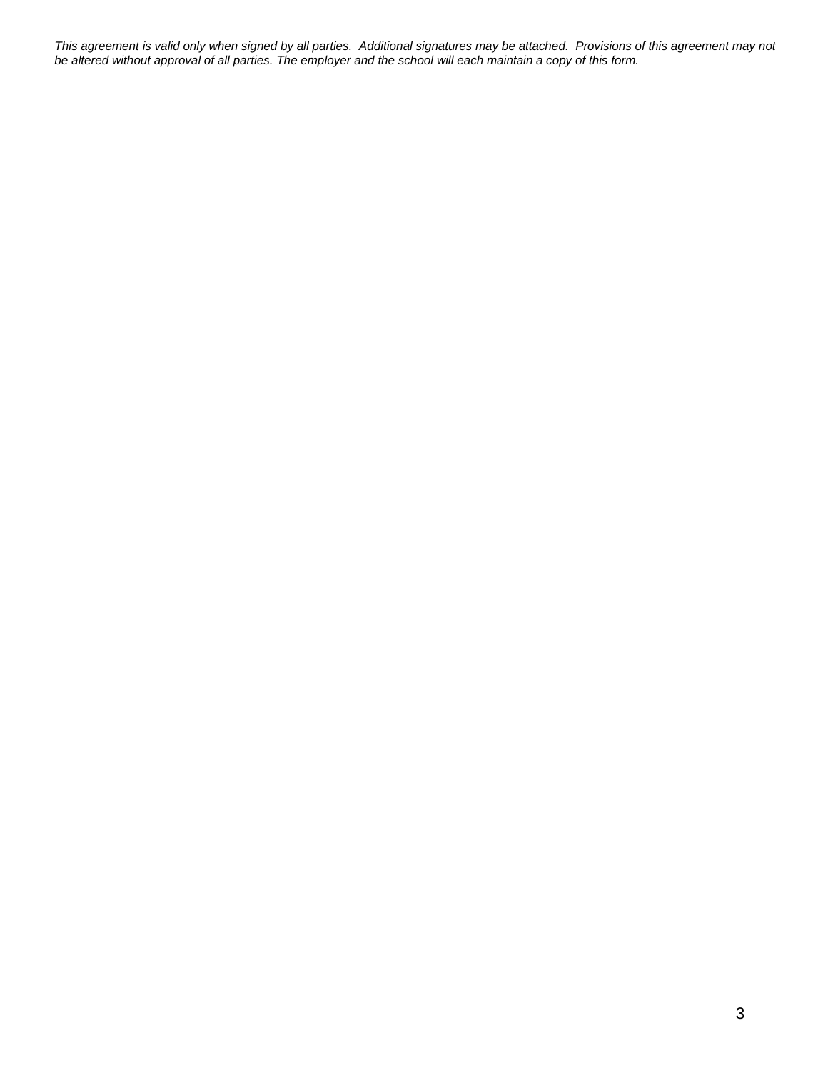*This agreement is valid only when signed by all parties. Additional signatures may be attached. Provisions of this agreement may not be altered without approval of <u>all</u> parties. The employer and the school will each maintain a copy of this form.*